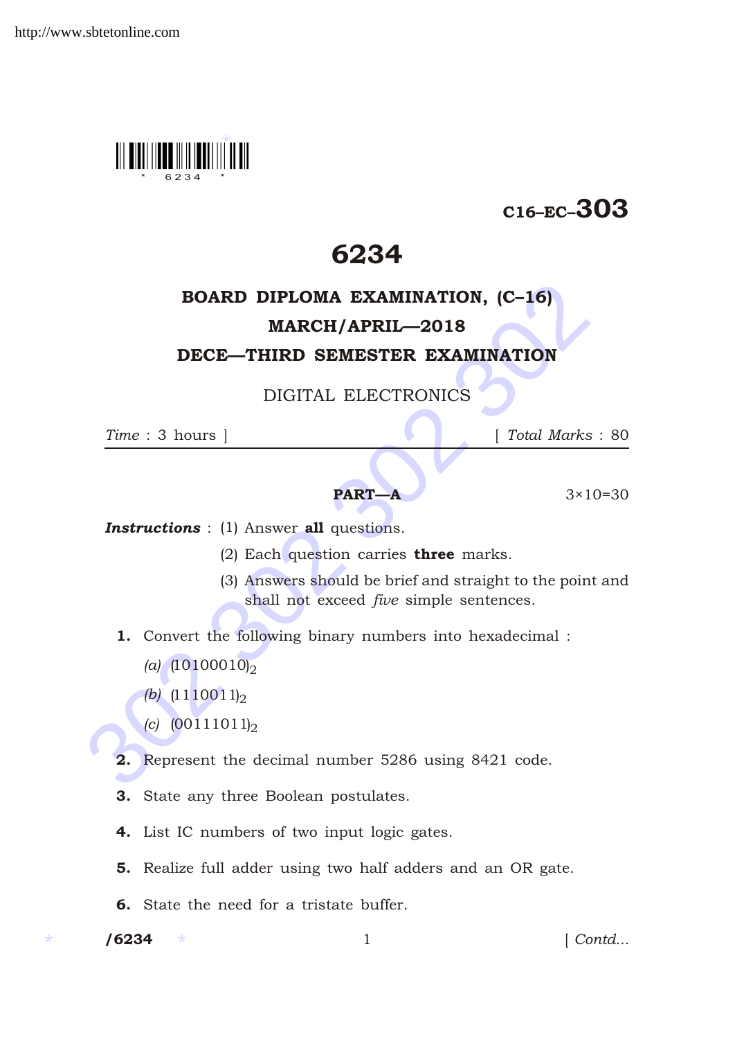C16–EC–303

# 6234

## BOARD DIPLOMA EXAMINATION, (C–16)
## MARCH/APRIL—2018
## DECE—THIRD SEMESTER EXAMINATION

DIGITAL ELECTRONICS

*Time* : 3 hours ] [ *Total Marks* : 80

---

**PART—A** 3×10=30

***Instructions*** : (1) Answer **all** questions.

(2) Each question carries **three** marks.

(3) Answers should be brief and straight to the point and shall not exceed *five* simple sentences.

**1.** Convert the following binary numbers into hexadecimal :

*(a)* $(10100010)_2$

*(b)* $(1110011)_2$

*(c)* $(00111011)_2$

**2.** Represent the decimal number 5286 using 8421 code.

**3.** State any three Boolean postulates.

**4.** List IC numbers of two input logic gates.

**5.** Realize full adder using two half adders and an OR gate.

**6.** State the need for a tristate buffer.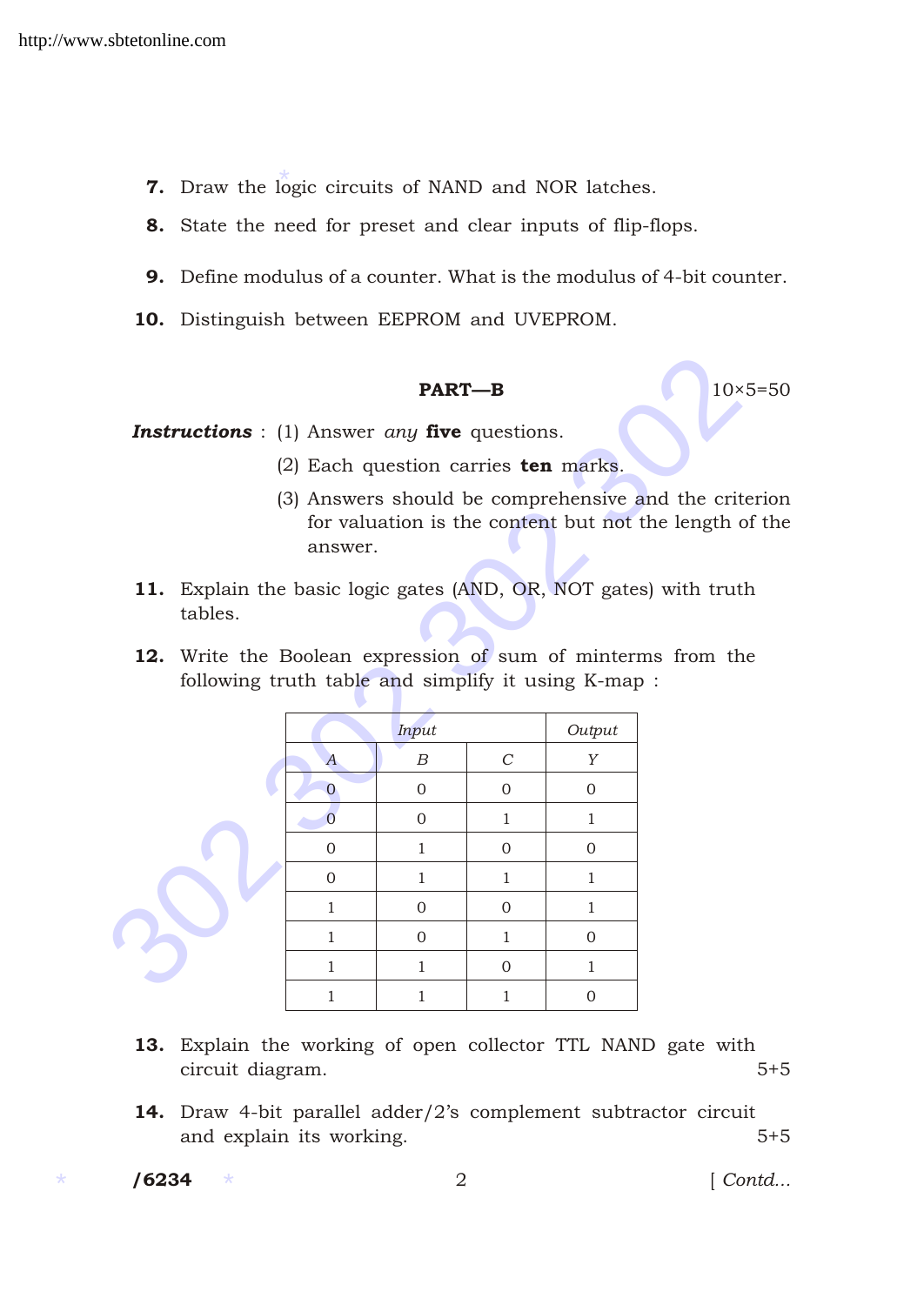**7.** Draw the logic circuits of NAND and NOR latches.

**8.** State the need for preset and clear inputs of flip-flops.

**9.** Define modulus of a counter. What is the modulus of 4-bit counter.

**10.** Distinguish between EEPROM and UVEPROM.

## PART—B

10×5=50

***Instructions*** : (1) Answer *any* **five** questions.

(2) Each question carries **ten** marks.

(3) Answers should be comprehensive and the criterion for valuation is the content but not the length of the answer.

**11.** Explain the basic logic gates (AND, OR, NOT gates) with truth tables.

**12.** Write the Boolean expression of sum of minterms from the following truth table and simplify it using K-map :

| *Input* | | | *Output* |
|---|---|---|---|
| *A* | *B* | *C* | *Y* |
| 0 | 0 | 0 | 0 |
| 0 | 0 | 1 | 1 |
| 0 | 1 | 0 | 0 |
| 0 | 1 | 1 | 1 |
| 1 | 0 | 0 | 1 |
| 1 | 0 | 1 | 0 |
| 1 | 1 | 0 | 1 |
| 1 | 1 | 1 | 0 |

**13.** Explain the working of open collector TTL NAND gate with circuit diagram. 5+5

**14.** Draw 4-bit parallel adder/2's complement subtractor circuit and explain its working. 5+5

/6234

[ *Contd...*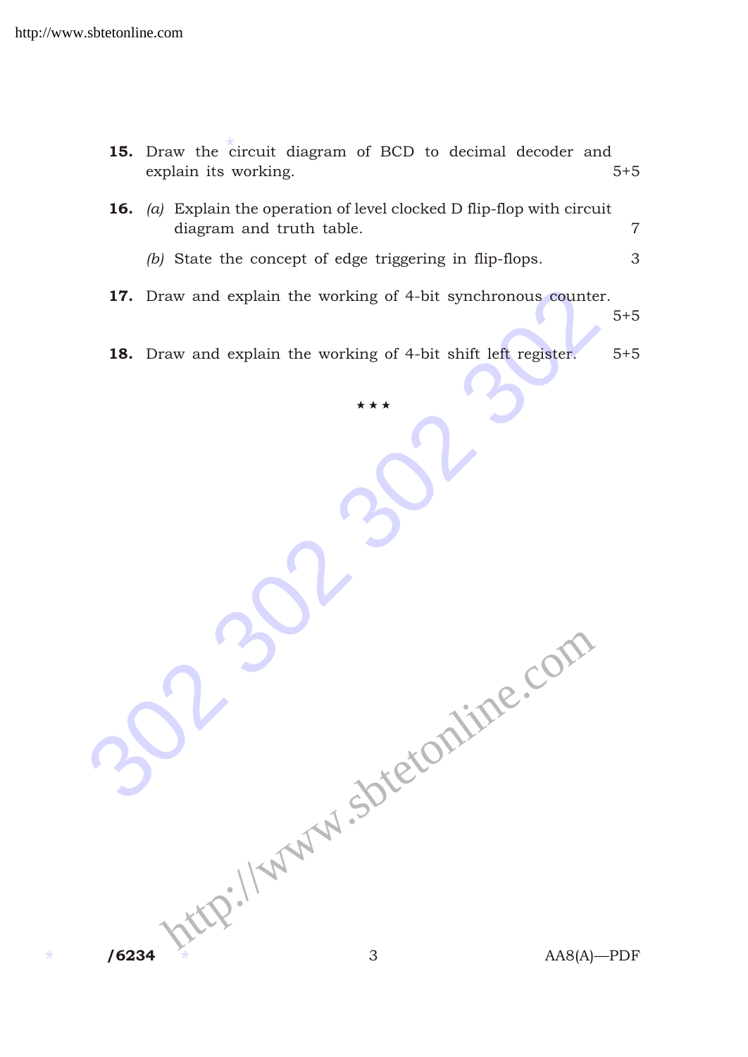**15.** Draw the circuit diagram of BCD to decimal decoder and explain its working. 5+5

**16.** *(a)* Explain the operation of level clocked D flip-flop with circuit diagram and truth table. 7

*(b)* State the concept of edge triggering in flip-flops. 3

**17.** Draw and explain the working of 4-bit synchronous counter. 5+5

**18.** Draw and explain the working of 4-bit shift left register. 5+5

★ ★ ★